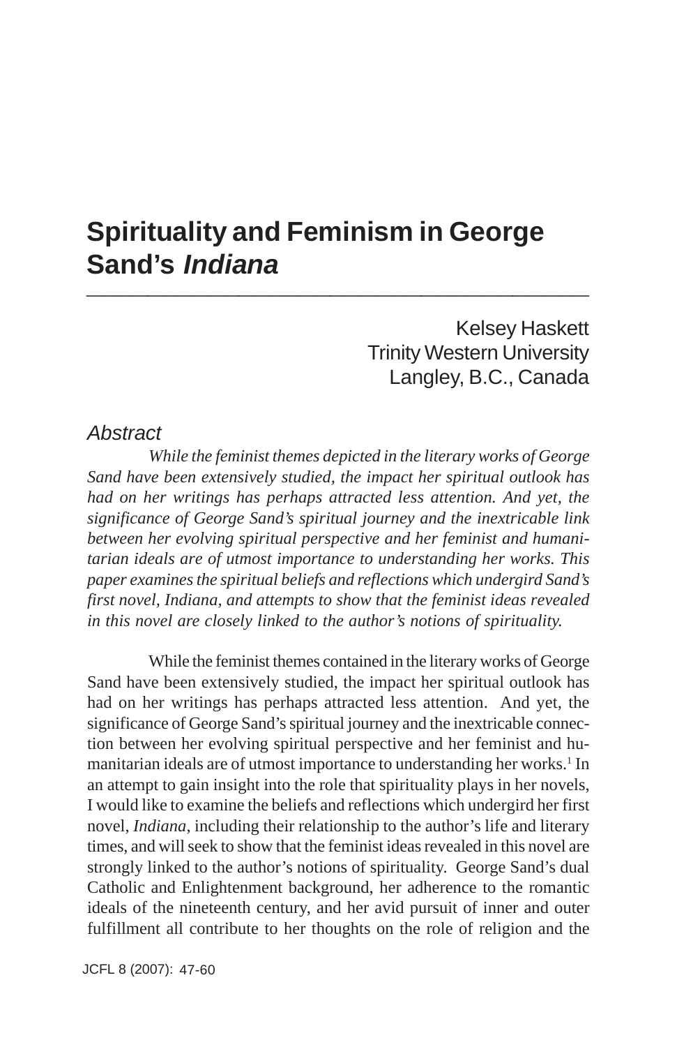# Spirituality and Feminism in George Sand's *Indiana*

Kelsey Haskett
Trinity Western University
Langley, B.C., Canada

## *Abstract*

*While the feminist themes depicted in the literary works of George Sand have been extensively studied, the impact her spiritual outlook has had on her writings has perhaps attracted less attention. And yet, the significance of George Sand's spiritual journey and the inextricable link between her evolving spiritual perspective and her feminist and humanitarian ideals are of utmost importance to understanding her works. This paper examines the spiritual beliefs and reflections which undergird Sand's first novel, Indiana, and attempts to show that the feminist ideas revealed in this novel are closely linked to the author's notions of spirituality.*

While the feminist themes contained in the literary works of George Sand have been extensively studied, the impact her spiritual outlook has had on her writings has perhaps attracted less attention. And yet, the significance of George Sand's spiritual journey and the inextricable connection between her evolving spiritual perspective and her feminist and humanitarian ideals are of utmost importance to understanding her works.[1] In an attempt to gain insight into the role that spirituality plays in her novels, I would like to examine the beliefs and reflections which undergird her first novel, *Indiana*, including their relationship to the author's life and literary times, and will seek to show that the feminist ideas revealed in this novel are strongly linked to the author's notions of spirituality. George Sand's dual Catholic and Enlightenment background, her adherence to the romantic ideals of the nineteenth century, and her avid pursuit of inner and outer fulfillment all contribute to her thoughts on the role of religion and the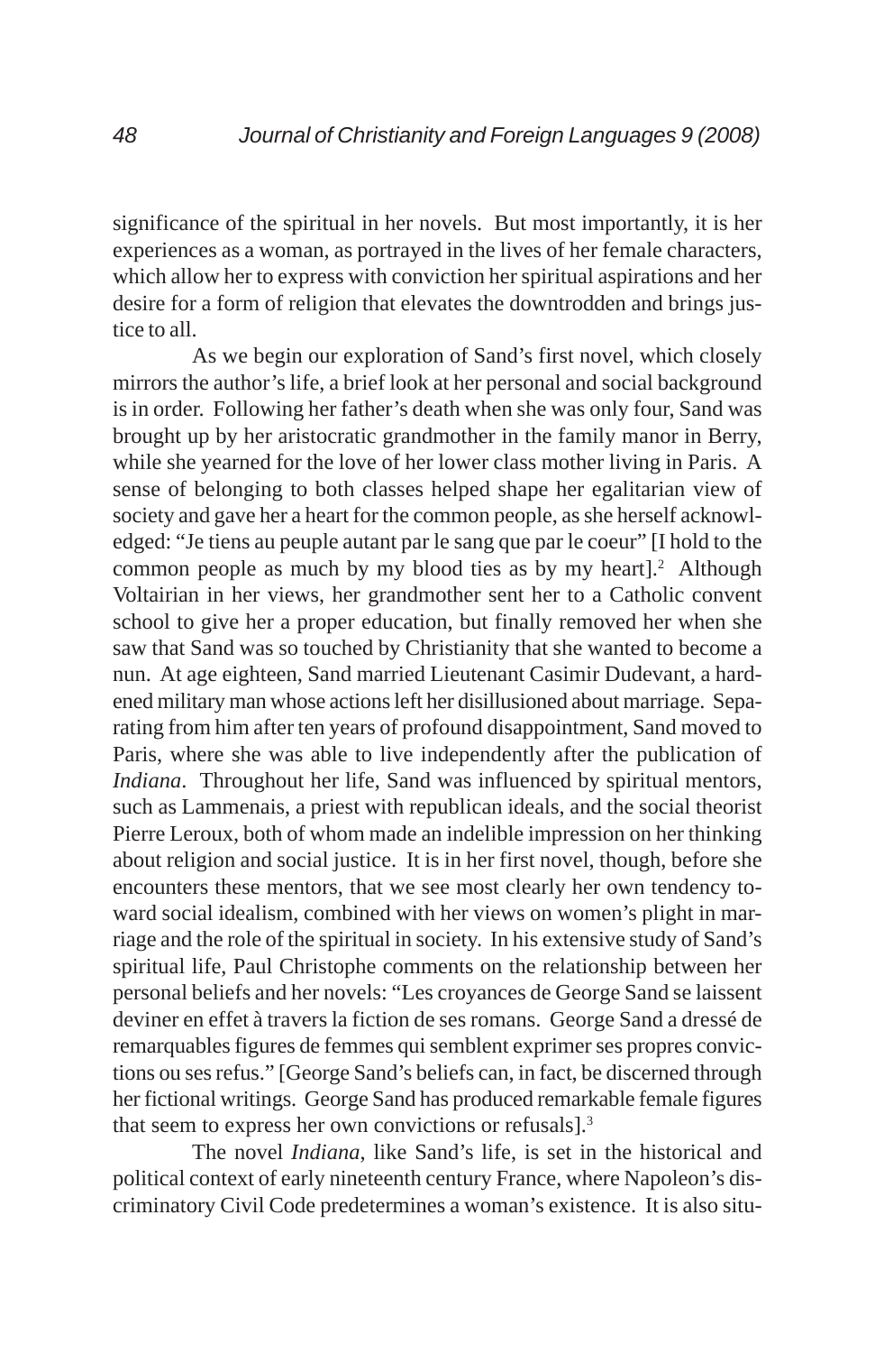significance of the spiritual in her novels. But most importantly, it is her experiences as a woman, as portrayed in the lives of her female characters, which allow her to express with conviction her spiritual aspirations and her desire for a form of religion that elevates the downtrodden and brings justice to all.

As we begin our exploration of Sand's first novel, which closely mirrors the author's life, a brief look at her personal and social background is in order. Following her father's death when she was only four, Sand was brought up by her aristocratic grandmother in the family manor in Berry, while she yearned for the love of her lower class mother living in Paris. A sense of belonging to both classes helped shape her egalitarian view of society and gave her a heart for the common people, as she herself acknowledged: "Je tiens au peuple autant par le sang que par le coeur" [I hold to the common people as much by my blood ties as by my heart].[2] Although Voltairian in her views, her grandmother sent her to a Catholic convent school to give her a proper education, but finally removed her when she saw that Sand was so touched by Christianity that she wanted to become a nun. At age eighteen, Sand married Lieutenant Casimir Dudevant, a hardened military man whose actions left her disillusioned about marriage. Separating from him after ten years of profound disappointment, Sand moved to Paris, where she was able to live independently after the publication of *Indiana*. Throughout her life, Sand was influenced by spiritual mentors, such as Lammenais, a priest with republican ideals, and the social theorist Pierre Leroux, both of whom made an indelible impression on her thinking about religion and social justice. It is in her first novel, though, before she encounters these mentors, that we see most clearly her own tendency toward social idealism, combined with her views on women's plight in marriage and the role of the spiritual in society. In his extensive study of Sand's spiritual life, Paul Christophe comments on the relationship between her personal beliefs and her novels: "Les croyances de George Sand se laissent deviner en effet à travers la fiction de ses romans. George Sand a dressé de remarquables figures de femmes qui semblent exprimer ses propres convictions ou ses refus." [George Sand's beliefs can, in fact, be discerned through her fictional writings. George Sand has produced remarkable female figures that seem to express her own convictions or refusals].[3]

The novel *Indiana*, like Sand's life, is set in the historical and political context of early nineteenth century France, where Napoleon's discriminatory Civil Code predetermines a woman's existence. It is also situ-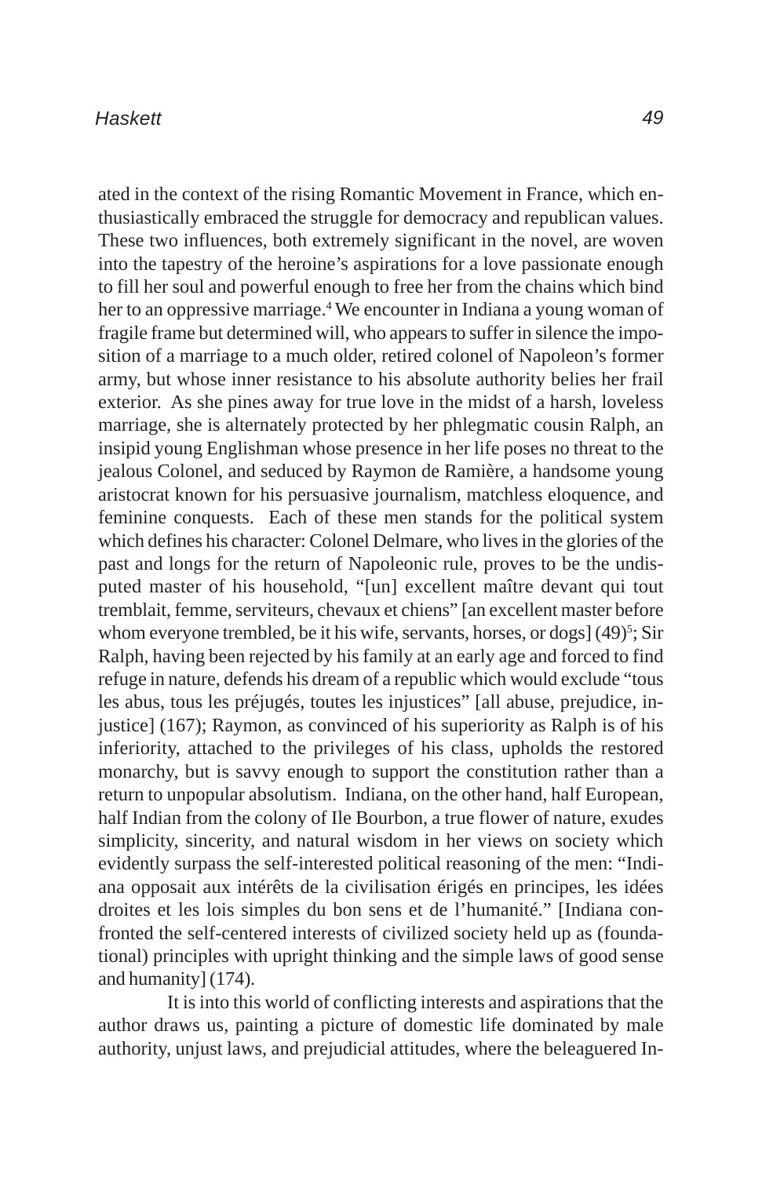ated in the context of the rising Romantic Movement in France, which enthusiastically embraced the struggle for democracy and republican values. These two influences, both extremely significant in the novel, are woven into the tapestry of the heroine's aspirations for a love passionate enough to fill her soul and powerful enough to free her from the chains which bind her to an oppressive marriage.[4] We encounter in Indiana a young woman of fragile frame but determined will, who appears to suffer in silence the imposition of a marriage to a much older, retired colonel of Napoleon's former army, but whose inner resistance to his absolute authority belies her frail exterior. As she pines away for true love in the midst of a harsh, loveless marriage, she is alternately protected by her phlegmatic cousin Ralph, an insipid young Englishman whose presence in her life poses no threat to the jealous Colonel, and seduced by Raymon de Ramière, a handsome young aristocrat known for his persuasive journalism, matchless eloquence, and feminine conquests. Each of these men stands for the political system which defines his character: Colonel Delmare, who lives in the glories of the past and longs for the return of Napoleonic rule, proves to be the undisputed master of his household, "[un] excellent maître devant qui tout tremblait, femme, serviteurs, chevaux et chiens" [an excellent master before whom everyone trembled, be it his wife, servants, horses, or dogs] (49)[5]; Sir Ralph, having been rejected by his family at an early age and forced to find refuge in nature, defends his dream of a republic which would exclude "tous les abus, tous les préjugés, toutes les injustices" [all abuse, prejudice, injustice] (167); Raymon, as convinced of his superiority as Ralph is of his inferiority, attached to the privileges of his class, upholds the restored monarchy, but is savvy enough to support the constitution rather than a return to unpopular absolutism. Indiana, on the other hand, half European, half Indian from the colony of Ile Bourbon, a true flower of nature, exudes simplicity, sincerity, and natural wisdom in her views on society which evidently surpass the self-interested political reasoning of the men: "Indiana opposait aux intérêts de la civilisation érigés en principes, les idées droites et les lois simples du bon sens et de l'humanité." [Indiana confronted the self-centered interests of civilized society held up as (foundational) principles with upright thinking and the simple laws of good sense and humanity] (174).

It is into this world of conflicting interests and aspirations that the author draws us, painting a picture of domestic life dominated by male authority, unjust laws, and prejudicial attitudes, where the beleaguered In-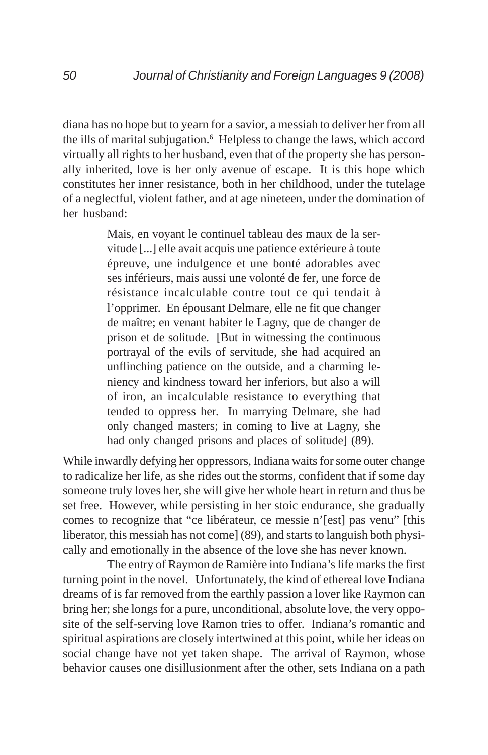diana has no hope but to yearn for a savior, a messiah to deliver her from all the ills of marital subjugation.[6] Helpless to change the laws, which accord virtually all rights to her husband, even that of the property she has personally inherited, love is her only avenue of escape. It is this hope which constitutes her inner resistance, both in her childhood, under the tutelage of a neglectful, violent father, and at age nineteen, under the domination of her husband:

> Mais, en voyant le continuel tableau des maux de la servitude [...] elle avait acquis une patience extérieure à toute épreuve, une indulgence et une bonté adorables avec ses inférieurs, mais aussi une volonté de fer, une force de résistance incalculable contre tout ce qui tendait à l'opprimer. En épousant Delmare, elle ne fit que changer de maître; en venant habiter le Lagny, que de changer de prison et de solitude. [But in witnessing the continuous portrayal of the evils of servitude, she had acquired an unflinching patience on the outside, and a charming leniency and kindness toward her inferiors, but also a will of iron, an incalculable resistance to everything that tended to oppress her. In marrying Delmare, she had only changed masters; in coming to live at Lagny, she had only changed prisons and places of solitude] (89).

While inwardly defying her oppressors, Indiana waits for some outer change to radicalize her life, as she rides out the storms, confident that if some day someone truly loves her, she will give her whole heart in return and thus be set free. However, while persisting in her stoic endurance, she gradually comes to recognize that "ce libérateur, ce messie n'[est] pas venu" [this liberator, this messiah has not come] (89), and starts to languish both physically and emotionally in the absence of the love she has never known.

The entry of Raymon de Ramière into Indiana's life marks the first turning point in the novel. Unfortunately, the kind of ethereal love Indiana dreams of is far removed from the earthly passion a lover like Raymon can bring her; she longs for a pure, unconditional, absolute love, the very opposite of the self-serving love Ramon tries to offer. Indiana's romantic and spiritual aspirations are closely intertwined at this point, while her ideas on social change have not yet taken shape. The arrival of Raymon, whose behavior causes one disillusionment after the other, sets Indiana on a path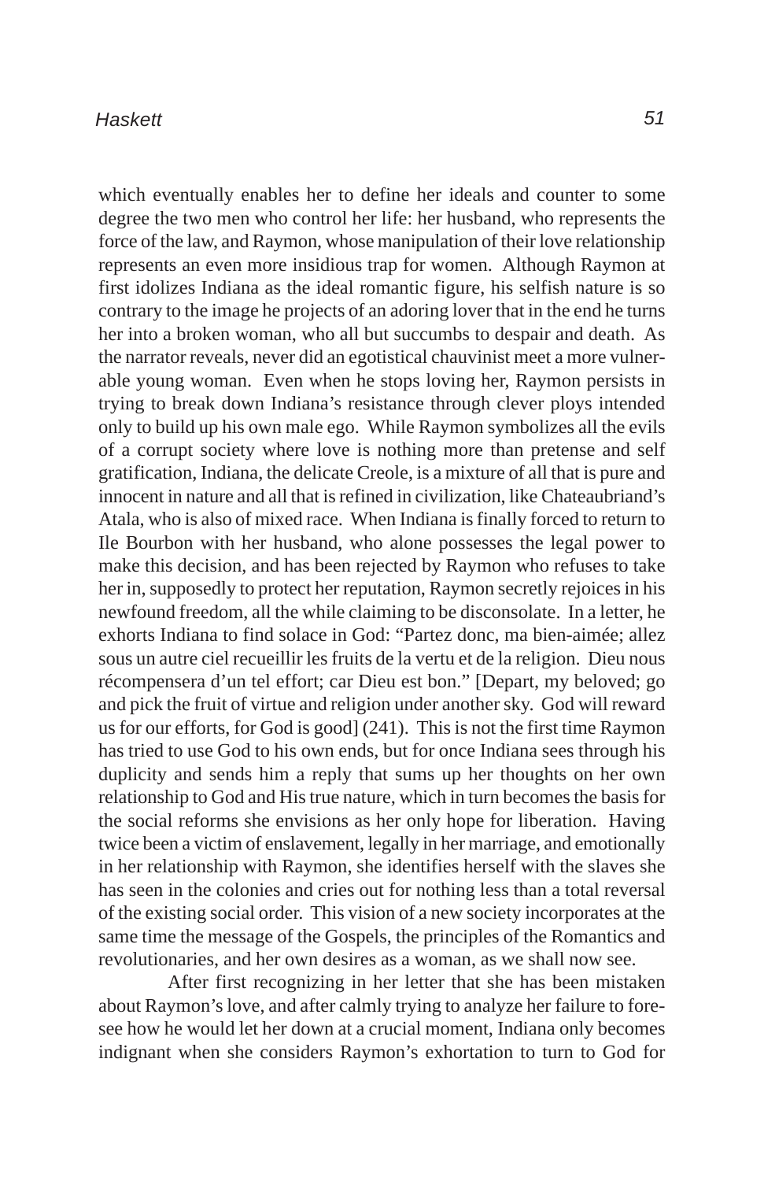which eventually enables her to define her ideals and counter to some degree the two men who control her life: her husband, who represents the force of the law, and Raymon, whose manipulation of their love relationship represents an even more insidious trap for women. Although Raymon at first idolizes Indiana as the ideal romantic figure, his selfish nature is so contrary to the image he projects of an adoring lover that in the end he turns her into a broken woman, who all but succumbs to despair and death. As the narrator reveals, never did an egotistical chauvinist meet a more vulnerable young woman. Even when he stops loving her, Raymon persists in trying to break down Indiana's resistance through clever ploys intended only to build up his own male ego. While Raymon symbolizes all the evils of a corrupt society where love is nothing more than pretense and self gratification, Indiana, the delicate Creole, is a mixture of all that is pure and innocent in nature and all that is refined in civilization, like Chateaubriand's Atala, who is also of mixed race. When Indiana is finally forced to return to Ile Bourbon with her husband, who alone possesses the legal power to make this decision, and has been rejected by Raymon who refuses to take her in, supposedly to protect her reputation, Raymon secretly rejoices in his newfound freedom, all the while claiming to be disconsolate. In a letter, he exhorts Indiana to find solace in God: "Partez donc, ma bien-aimée; allez sous un autre ciel recueillir les fruits de la vertu et de la religion. Dieu nous récompensera d'un tel effort; car Dieu est bon." [Depart, my beloved; go and pick the fruit of virtue and religion under another sky. God will reward us for our efforts, for God is good] (241). This is not the first time Raymon has tried to use God to his own ends, but for once Indiana sees through his duplicity and sends him a reply that sums up her thoughts on her own relationship to God and His true nature, which in turn becomes the basis for the social reforms she envisions as her only hope for liberation. Having twice been a victim of enslavement, legally in her marriage, and emotionally in her relationship with Raymon, she identifies herself with the slaves she has seen in the colonies and cries out for nothing less than a total reversal of the existing social order. This vision of a new society incorporates at the same time the message of the Gospels, the principles of the Romantics and revolutionaries, and her own desires as a woman, as we shall now see.

After first recognizing in her letter that she has been mistaken about Raymon's love, and after calmly trying to analyze her failure to foresee how he would let her down at a crucial moment, Indiana only becomes indignant when she considers Raymon's exhortation to turn to God for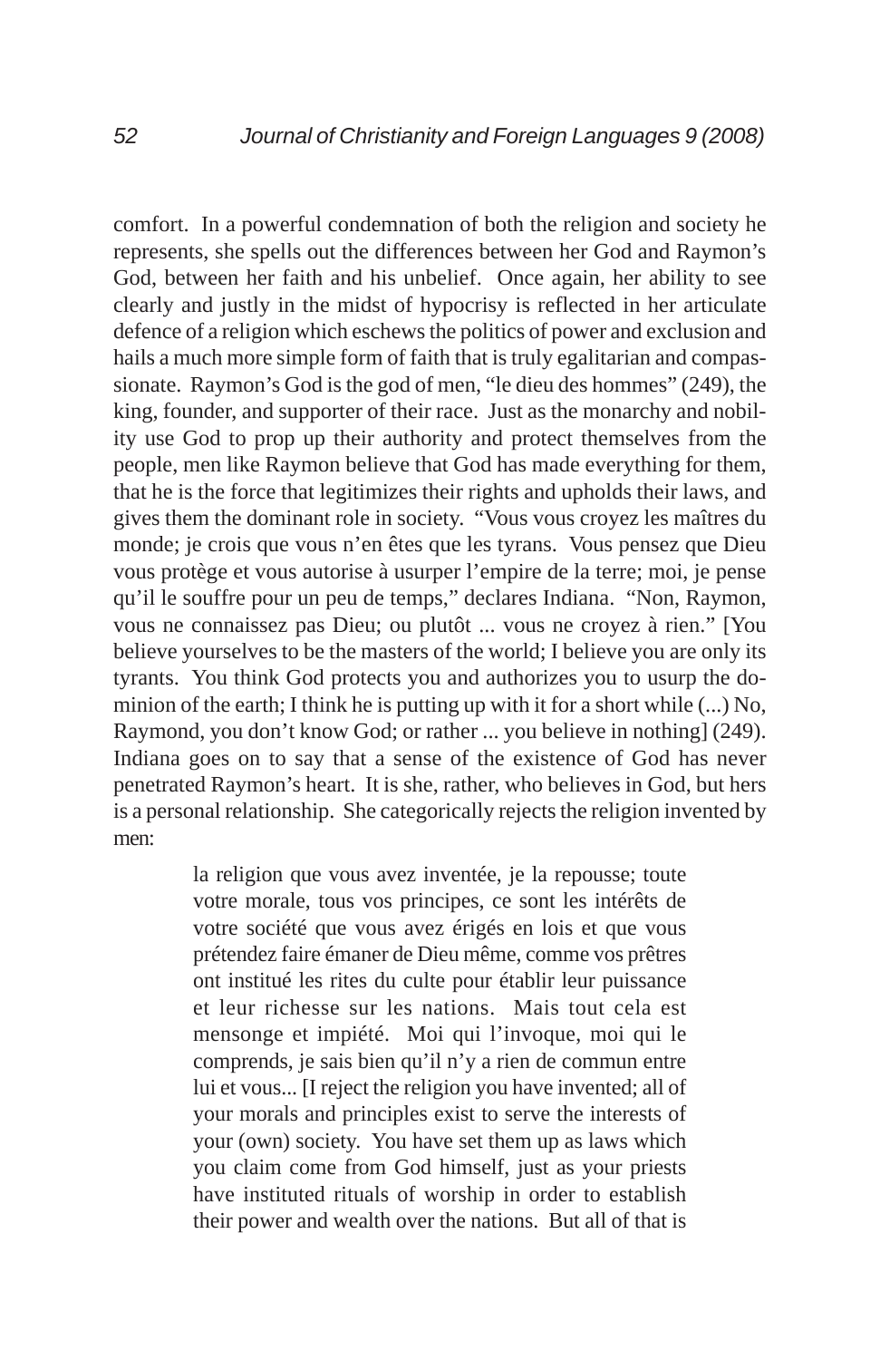comfort. In a powerful condemnation of both the religion and society he represents, she spells out the differences between her God and Raymon's God, between her faith and his unbelief. Once again, her ability to see clearly and justly in the midst of hypocrisy is reflected in her articulate defence of a religion which eschews the politics of power and exclusion and hails a much more simple form of faith that is truly egalitarian and compassionate. Raymon's God is the god of men, "le dieu des hommes" (249), the king, founder, and supporter of their race. Just as the monarchy and nobility use God to prop up their authority and protect themselves from the people, men like Raymon believe that God has made everything for them, that he is the force that legitimizes their rights and upholds their laws, and gives them the dominant role in society. "Vous vous croyez les maîtres du monde; je crois que vous n'en êtes que les tyrans. Vous pensez que Dieu vous protège et vous autorise à usurper l'empire de la terre; moi, je pense qu'il le souffre pour un peu de temps," declares Indiana. "Non, Raymon, vous ne connaissez pas Dieu; ou plutôt ... vous ne croyez à rien." [You believe yourselves to be the masters of the world; I believe you are only its tyrants. You think God protects you and authorizes you to usurp the dominion of the earth; I think he is putting up with it for a short while (...) No, Raymond, you don't know God; or rather ... you believe in nothing] (249). Indiana goes on to say that a sense of the existence of God has never penetrated Raymon's heart. It is she, rather, who believes in God, but hers is a personal relationship. She categorically rejects the religion invented by men:

> la religion que vous avez inventée, je la repousse; toute votre morale, tous vos principes, ce sont les intérêts de votre société que vous avez érigés en lois et que vous prétendez faire émaner de Dieu même, comme vos prêtres ont institué les rites du culte pour établir leur puissance et leur richesse sur les nations. Mais tout cela est mensonge et impiété. Moi qui l'invoque, moi qui le comprends, je sais bien qu'il n'y a rien de commun entre lui et vous... [I reject the religion you have invented; all of your morals and principles exist to serve the interests of your (own) society. You have set them up as laws which you claim come from God himself, just as your priests have instituted rituals of worship in order to establish their power and wealth over the nations. But all of that is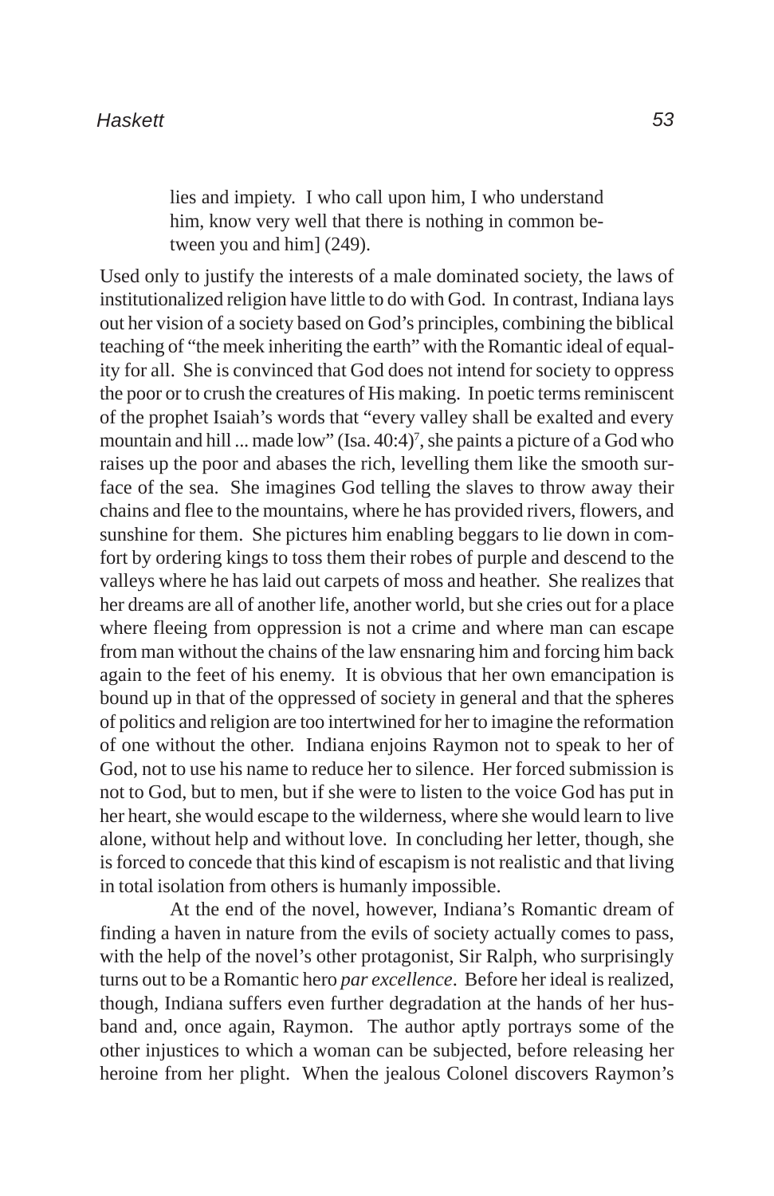> lies and impiety. I who call upon him, I who understand him, know very well that there is nothing in common between you and him] (249).

Used only to justify the interests of a male dominated society, the laws of institutionalized religion have little to do with God. In contrast, Indiana lays out her vision of a society based on God's principles, combining the biblical teaching of "the meek inheriting the earth" with the Romantic ideal of equality for all. She is convinced that God does not intend for society to oppress the poor or to crush the creatures of His making. In poetic terms reminiscent of the prophet Isaiah's words that "every valley shall be exalted and every mountain and hill ... made low" (Isa. 40:4)[7], she paints a picture of a God who raises up the poor and abases the rich, levelling them like the smooth surface of the sea. She imagines God telling the slaves to throw away their chains and flee to the mountains, where he has provided rivers, flowers, and sunshine for them. She pictures him enabling beggars to lie down in comfort by ordering kings to toss them their robes of purple and descend to the valleys where he has laid out carpets of moss and heather. She realizes that her dreams are all of another life, another world, but she cries out for a place where fleeing from oppression is not a crime and where man can escape from man without the chains of the law ensnaring him and forcing him back again to the feet of his enemy. It is obvious that her own emancipation is bound up in that of the oppressed of society in general and that the spheres of politics and religion are too intertwined for her to imagine the reformation of one without the other. Indiana enjoins Raymon not to speak to her of God, not to use his name to reduce her to silence. Her forced submission is not to God, but to men, but if she were to listen to the voice God has put in her heart, she would escape to the wilderness, where she would learn to live alone, without help and without love. In concluding her letter, though, she is forced to concede that this kind of escapism is not realistic and that living in total isolation from others is humanly impossible.

At the end of the novel, however, Indiana's Romantic dream of finding a haven in nature from the evils of society actually comes to pass, with the help of the novel's other protagonist, Sir Ralph, who surprisingly turns out to be a Romantic hero *par excellence*. Before her ideal is realized, though, Indiana suffers even further degradation at the hands of her husband and, once again, Raymon. The author aptly portrays some of the other injustices to which a woman can be subjected, before releasing her heroine from her plight. When the jealous Colonel discovers Raymon's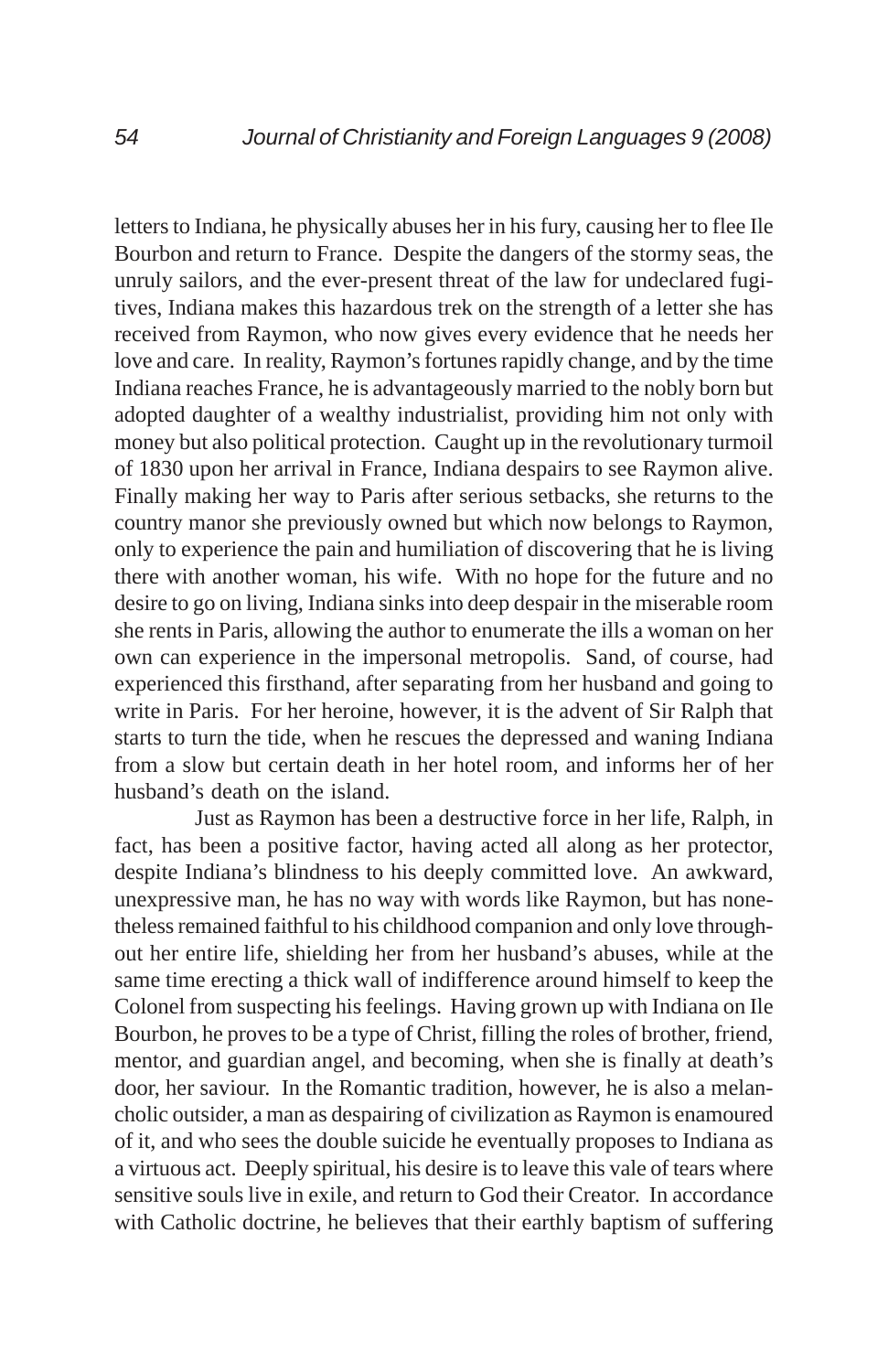letters to Indiana, he physically abuses her in his fury, causing her to flee Ile Bourbon and return to France. Despite the dangers of the stormy seas, the unruly sailors, and the ever-present threat of the law for undeclared fugitives, Indiana makes this hazardous trek on the strength of a letter she has received from Raymon, who now gives every evidence that he needs her love and care. In reality, Raymon's fortunes rapidly change, and by the time Indiana reaches France, he is advantageously married to the nobly born but adopted daughter of a wealthy industrialist, providing him not only with money but also political protection. Caught up in the revolutionary turmoil of 1830 upon her arrival in France, Indiana despairs to see Raymon alive. Finally making her way to Paris after serious setbacks, she returns to the country manor she previously owned but which now belongs to Raymon, only to experience the pain and humiliation of discovering that he is living there with another woman, his wife. With no hope for the future and no desire to go on living, Indiana sinks into deep despair in the miserable room she rents in Paris, allowing the author to enumerate the ills a woman on her own can experience in the impersonal metropolis. Sand, of course, had experienced this firsthand, after separating from her husband and going to write in Paris. For her heroine, however, it is the advent of Sir Ralph that starts to turn the tide, when he rescues the depressed and waning Indiana from a slow but certain death in her hotel room, and informs her of her husband's death on the island.

Just as Raymon has been a destructive force in her life, Ralph, in fact, has been a positive factor, having acted all along as her protector, despite Indiana's blindness to his deeply committed love. An awkward, unexpressive man, he has no way with words like Raymon, but has nonetheless remained faithful to his childhood companion and only love throughout her entire life, shielding her from her husband's abuses, while at the same time erecting a thick wall of indifference around himself to keep the Colonel from suspecting his feelings. Having grown up with Indiana on Ile Bourbon, he proves to be a type of Christ, filling the roles of brother, friend, mentor, and guardian angel, and becoming, when she is finally at death's door, her saviour. In the Romantic tradition, however, he is also a melancholic outsider, a man as despairing of civilization as Raymon is enamoured of it, and who sees the double suicide he eventually proposes to Indiana as a virtuous act. Deeply spiritual, his desire is to leave this vale of tears where sensitive souls live in exile, and return to God their Creator. In accordance with Catholic doctrine, he believes that their earthly baptism of suffering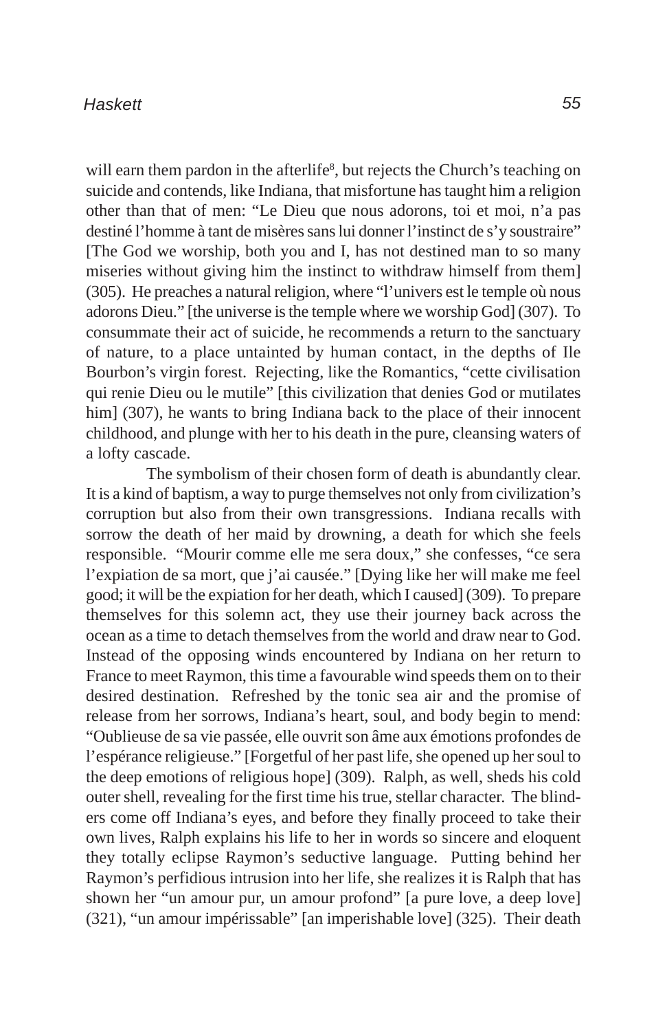will earn them pardon in the afterlife[8], but rejects the Church's teaching on suicide and contends, like Indiana, that misfortune has taught him a religion other than that of men: "Le Dieu que nous adorons, toi et moi, n'a pas destiné l'homme à tant de misères sans lui donner l'instinct de s'y soustraire" [The God we worship, both you and I, has not destined man to so many miseries without giving him the instinct to withdraw himself from them] (305). He preaches a natural religion, where "l'univers est le temple où nous adorons Dieu." [the universe is the temple where we worship God] (307). To consummate their act of suicide, he recommends a return to the sanctuary of nature, to a place untainted by human contact, in the depths of Ile Bourbon's virgin forest. Rejecting, like the Romantics, "cette civilisation qui renie Dieu ou le mutile" [this civilization that denies God or mutilates him] (307), he wants to bring Indiana back to the place of their innocent childhood, and plunge with her to his death in the pure, cleansing waters of a lofty cascade.

The symbolism of their chosen form of death is abundantly clear. It is a kind of baptism, a way to purge themselves not only from civilization's corruption but also from their own transgressions. Indiana recalls with sorrow the death of her maid by drowning, a death for which she feels responsible. "Mourir comme elle me sera doux," she confesses, "ce sera l'expiation de sa mort, que j'ai causée." [Dying like her will make me feel good; it will be the expiation for her death, which I caused] (309). To prepare themselves for this solemn act, they use their journey back across the ocean as a time to detach themselves from the world and draw near to God. Instead of the opposing winds encountered by Indiana on her return to France to meet Raymon, this time a favourable wind speeds them on to their desired destination. Refreshed by the tonic sea air and the promise of release from her sorrows, Indiana's heart, soul, and body begin to mend: "Oublieuse de sa vie passée, elle ouvrit son âme aux émotions profondes de l'espérance religieuse." [Forgetful of her past life, she opened up her soul to the deep emotions of religious hope] (309). Ralph, as well, sheds his cold outer shell, revealing for the first time his true, stellar character. The blinders come off Indiana's eyes, and before they finally proceed to take their own lives, Ralph explains his life to her in words so sincere and eloquent they totally eclipse Raymon's seductive language. Putting behind her Raymon's perfidious intrusion into her life, she realizes it is Ralph that has shown her "un amour pur, un amour profond" [a pure love, a deep love] (321), "un amour impérissable" [an imperishable love] (325). Their death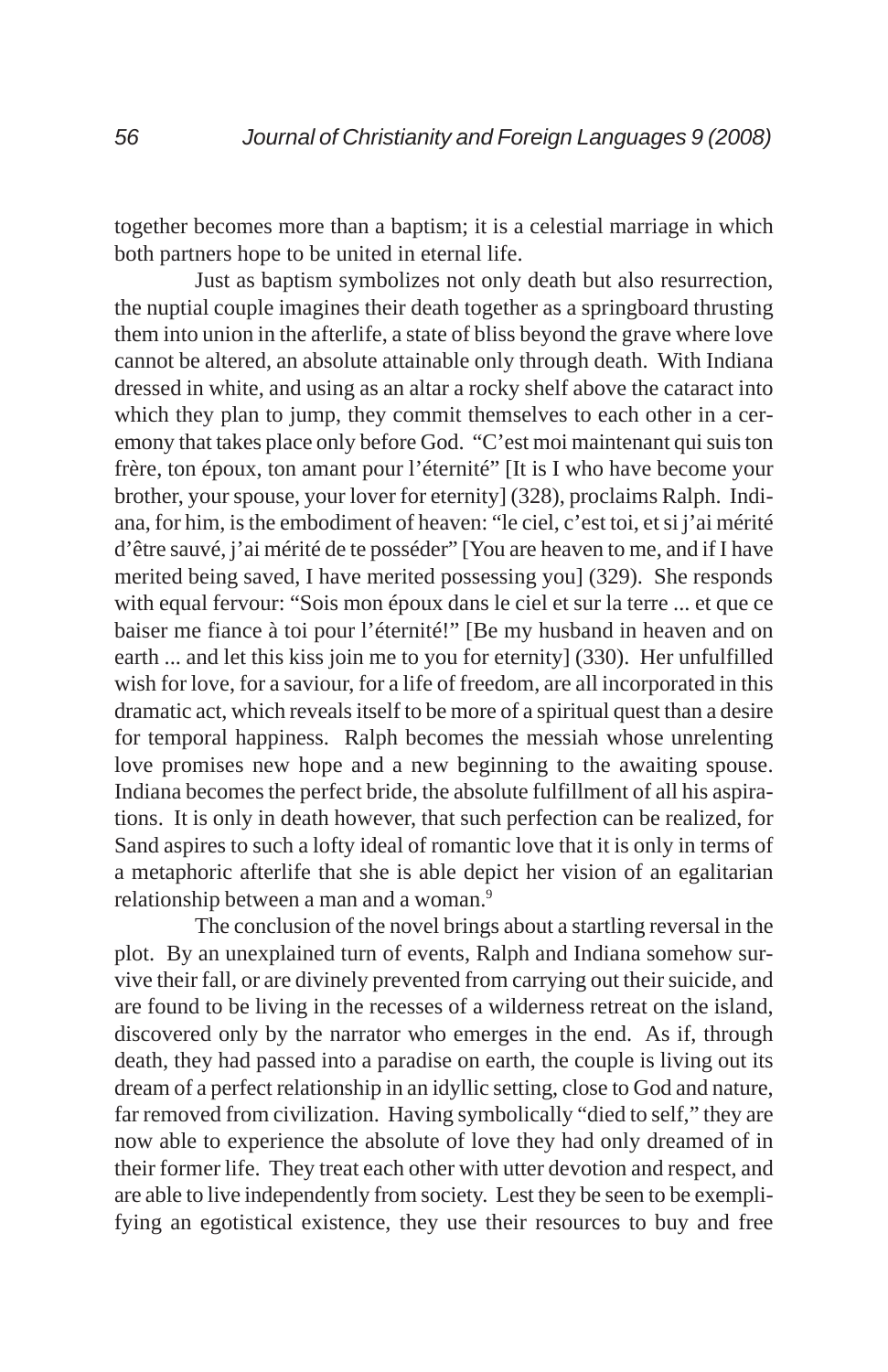together becomes more than a baptism; it is a celestial marriage in which both partners hope to be united in eternal life.

Just as baptism symbolizes not only death but also resurrection, the nuptial couple imagines their death together as a springboard thrusting them into union in the afterlife, a state of bliss beyond the grave where love cannot be altered, an absolute attainable only through death. With Indiana dressed in white, and using as an altar a rocky shelf above the cataract into which they plan to jump, they commit themselves to each other in a ceremony that takes place only before God. "C'est moi maintenant qui suis ton frère, ton époux, ton amant pour l'éternité" [It is I who have become your brother, your spouse, your lover for eternity] (328), proclaims Ralph. Indiana, for him, is the embodiment of heaven: "le ciel, c'est toi, et si j'ai mérité d'être sauvé, j'ai mérité de te posséder" [You are heaven to me, and if I have merited being saved, I have merited possessing you] (329). She responds with equal fervour: "Sois mon époux dans le ciel et sur la terre ... et que ce baiser me fiance à toi pour l'éternité!" [Be my husband in heaven and on earth ... and let this kiss join me to you for eternity] (330). Her unfulfilled wish for love, for a saviour, for a life of freedom, are all incorporated in this dramatic act, which reveals itself to be more of a spiritual quest than a desire for temporal happiness. Ralph becomes the messiah whose unrelenting love promises new hope and a new beginning to the awaiting spouse. Indiana becomes the perfect bride, the absolute fulfillment of all his aspirations. It is only in death however, that such perfection can be realized, for Sand aspires to such a lofty ideal of romantic love that it is only in terms of a metaphoric afterlife that she is able depict her vision of an egalitarian relationship between a man and a woman.[9]

The conclusion of the novel brings about a startling reversal in the plot. By an unexplained turn of events, Ralph and Indiana somehow survive their fall, or are divinely prevented from carrying out their suicide, and are found to be living in the recesses of a wilderness retreat on the island, discovered only by the narrator who emerges in the end. As if, through death, they had passed into a paradise on earth, the couple is living out its dream of a perfect relationship in an idyllic setting, close to God and nature, far removed from civilization. Having symbolically "died to self," they are now able to experience the absolute of love they had only dreamed of in their former life. They treat each other with utter devotion and respect, and are able to live independently from society. Lest they be seen to be exemplifying an egotistical existence, they use their resources to buy and free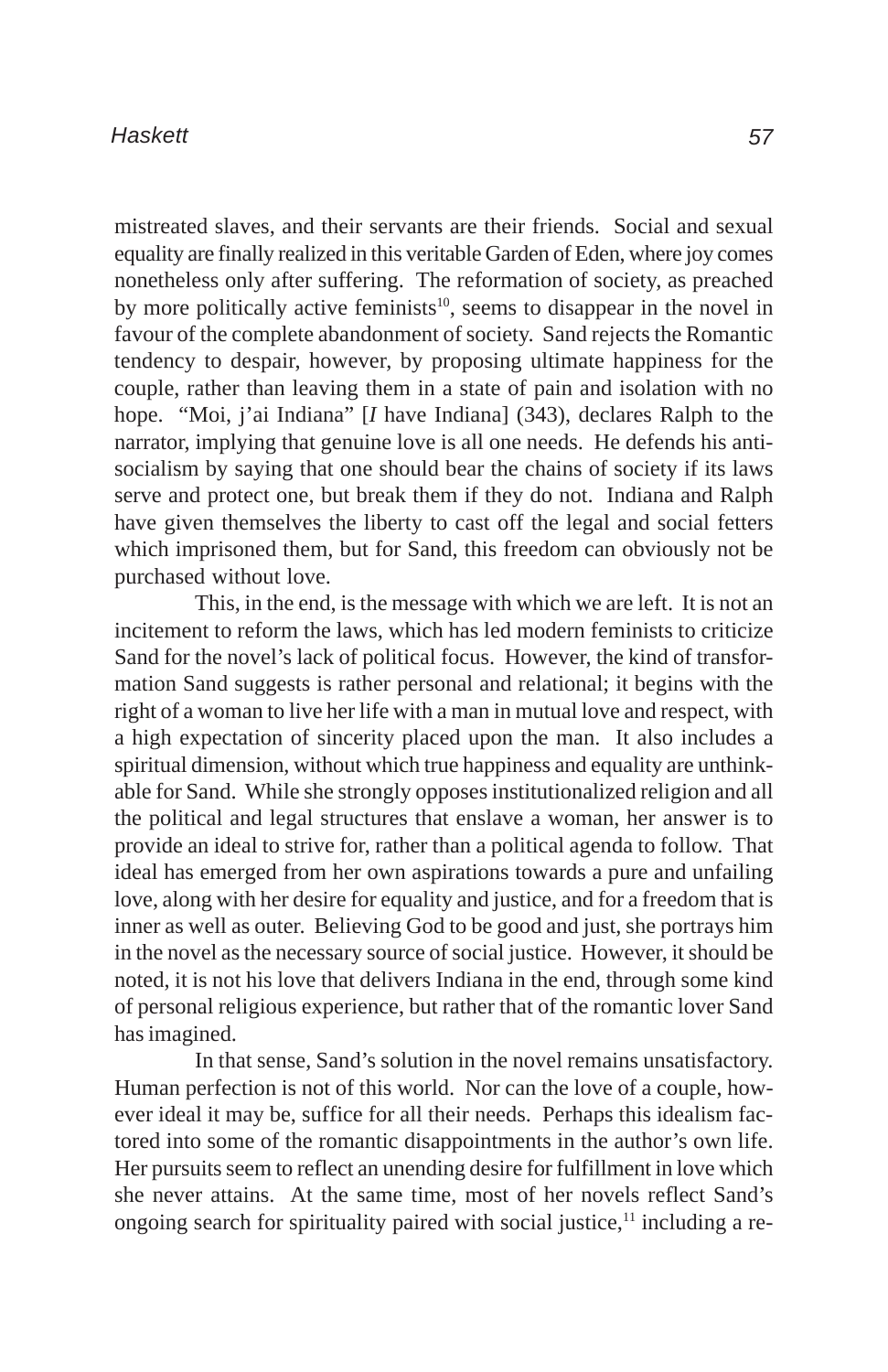mistreated slaves, and their servants are their friends. Social and sexual equality are finally realized in this veritable Garden of Eden, where joy comes nonetheless only after suffering. The reformation of society, as preached by more politically active feminists[10], seems to disappear in the novel in favour of the complete abandonment of society. Sand rejects the Romantic tendency to despair, however, by proposing ultimate happiness for the couple, rather than leaving them in a state of pain and isolation with no hope. "Moi, j'ai Indiana" [*I* have Indiana] (343), declares Ralph to the narrator, implying that genuine love is all one needs. He defends his anti-socialism by saying that one should bear the chains of society if its laws serve and protect one, but break them if they do not. Indiana and Ralph have given themselves the liberty to cast off the legal and social fetters which imprisoned them, but for Sand, this freedom can obviously not be purchased without love.

This, in the end, is the message with which we are left. It is not an incitement to reform the laws, which has led modern feminists to criticize Sand for the novel's lack of political focus. However, the kind of transformation Sand suggests is rather personal and relational; it begins with the right of a woman to live her life with a man in mutual love and respect, with a high expectation of sincerity placed upon the man. It also includes a spiritual dimension, without which true happiness and equality are unthinkable for Sand. While she strongly opposes institutionalized religion and all the political and legal structures that enslave a woman, her answer is to provide an ideal to strive for, rather than a political agenda to follow. That ideal has emerged from her own aspirations towards a pure and unfailing love, along with her desire for equality and justice, and for a freedom that is inner as well as outer. Believing God to be good and just, she portrays him in the novel as the necessary source of social justice. However, it should be noted, it is not his love that delivers Indiana in the end, through some kind of personal religious experience, but rather that of the romantic lover Sand has imagined.

In that sense, Sand's solution in the novel remains unsatisfactory. Human perfection is not of this world. Nor can the love of a couple, however ideal it may be, suffice for all their needs. Perhaps this idealism factored into some of the romantic disappointments in the author's own life. Her pursuits seem to reflect an unending desire for fulfillment in love which she never attains. At the same time, most of her novels reflect Sand's ongoing search for spirituality paired with social justice,[11] including a re-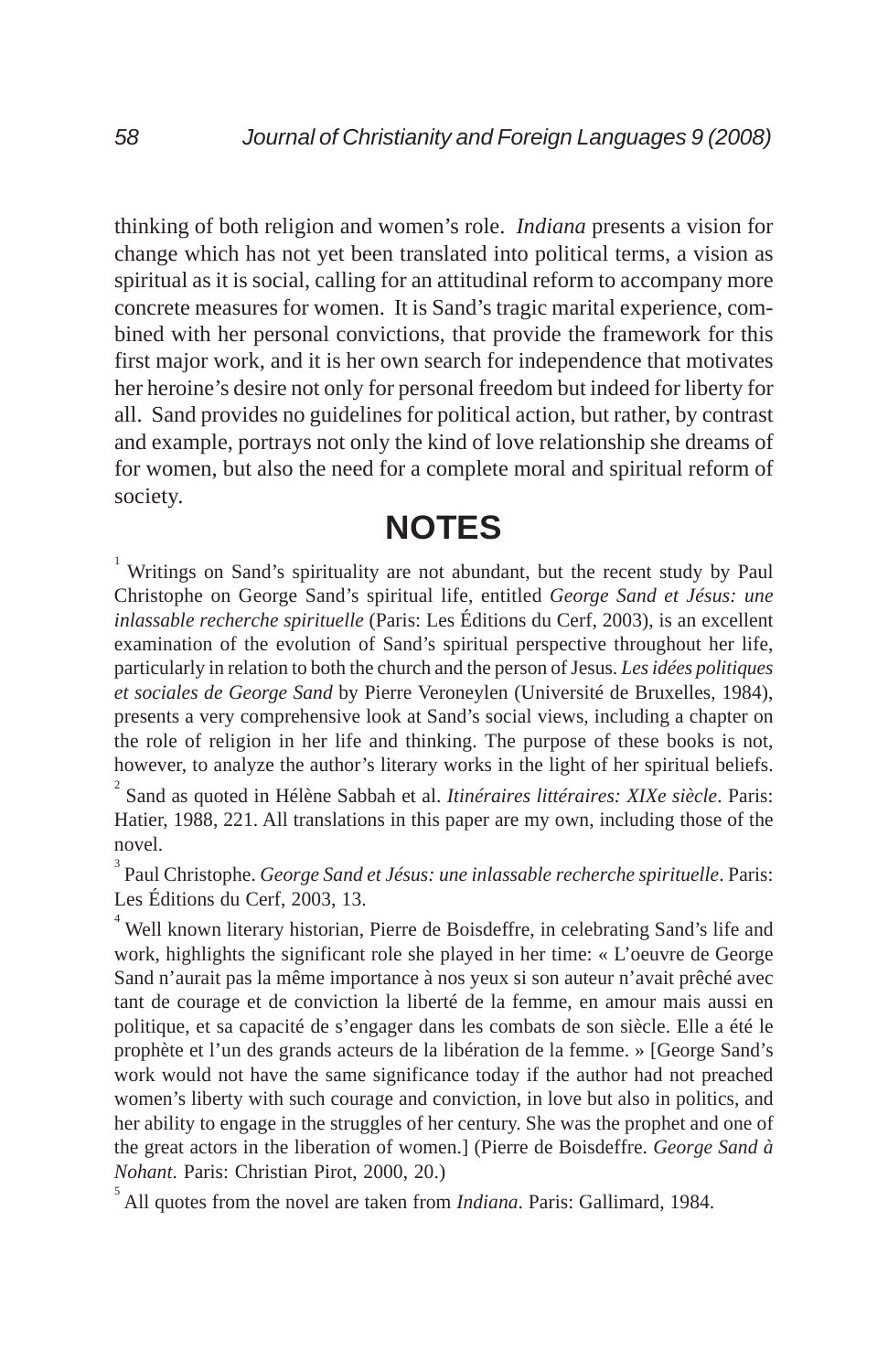thinking of both religion and women's role. *Indiana* presents a vision for change which has not yet been translated into political terms, a vision as spiritual as it is social, calling for an attitudinal reform to accompany more concrete measures for women. It is Sand's tragic marital experience, combined with her personal convictions, that provide the framework for this first major work, and it is her own search for independence that motivates her heroine's desire not only for personal freedom but indeed for liberty for all. Sand provides no guidelines for political action, but rather, by contrast and example, portrays not only the kind of love relationship she dreams of for women, but also the need for a complete moral and spiritual reform of society.

## NOTES

[1] Writings on Sand's spirituality are not abundant, but the recent study by Paul Christophe on George Sand's spiritual life, entitled *George Sand et Jésus: une inlassable recherche spirituelle* (Paris: Les Éditions du Cerf, 2003), is an excellent examination of the evolution of Sand's spiritual perspective throughout her life, particularly in relation to both the church and the person of Jesus. *Les idées politiques et sociales de George Sand* by Pierre Veroneylen (Université de Bruxelles, 1984), presents a very comprehensive look at Sand's social views, including a chapter on the role of religion in her life and thinking. The purpose of these books is not, however, to analyze the author's literary works in the light of her spiritual beliefs.

[2] Sand as quoted in Hélène Sabbah et al. *Itinéraires littéraires: XIXe siècle*. Paris: Hatier, 1988, 221. All translations in this paper are my own, including those of the novel.

[3] Paul Christophe. *George Sand et Jésus: une inlassable recherche spirituelle*. Paris: Les Éditions du Cerf, 2003, 13.

[4] Well known literary historian, Pierre de Boisdeffre, in celebrating Sand's life and work, highlights the significant role she played in her time: « L'oeuvre de George Sand n'aurait pas la même importance à nos yeux si son auteur n'avait prêché avec tant de courage et de conviction la liberté de la femme, en amour mais aussi en politique, et sa capacité de s'engager dans les combats de son siècle. Elle a été le prophète et l'un des grands acteurs de la libération de la femme. » [George Sand's work would not have the same significance today if the author had not preached women's liberty with such courage and conviction, in love but also in politics, and her ability to engage in the struggles of her century. She was the prophet and one of the great actors in the liberation of women.] (Pierre de Boisdeffre. *George Sand à Nohant*. Paris: Christian Pirot, 2000, 20.)

[5] All quotes from the novel are taken from *Indiana*. Paris: Gallimard, 1984.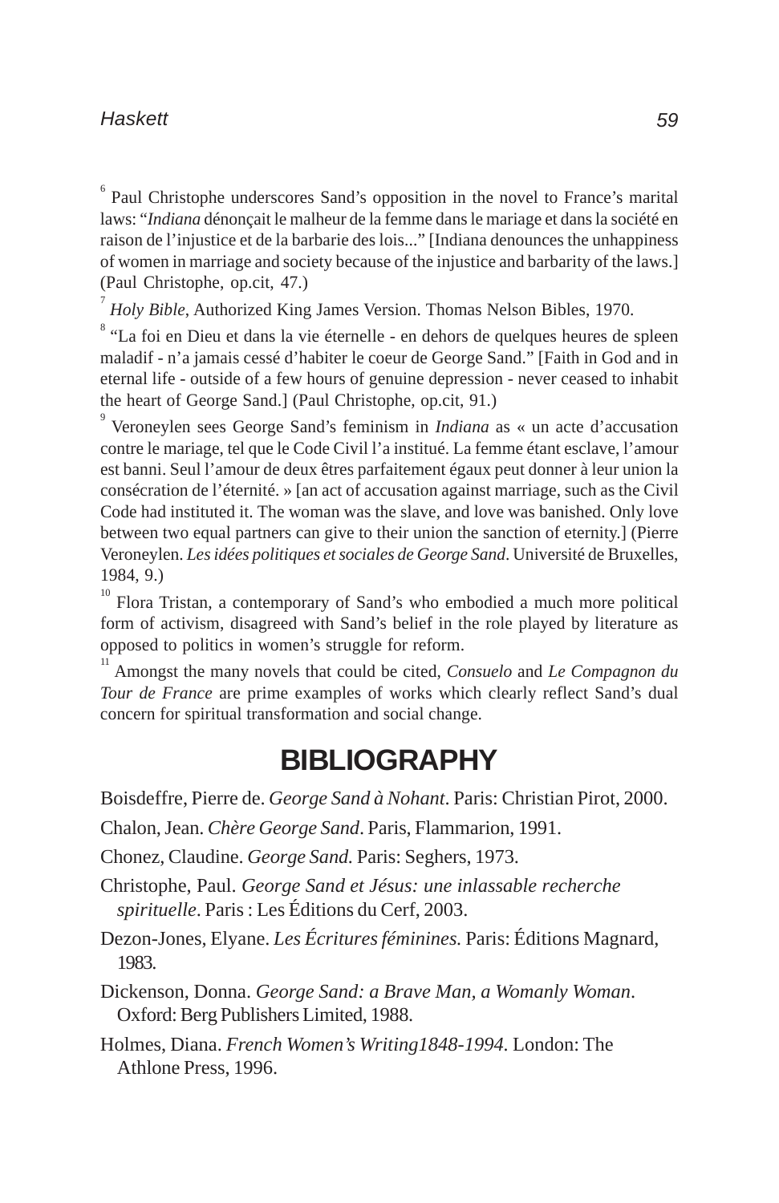[6] Paul Christophe underscores Sand's opposition in the novel to France's marital laws: "*Indiana* dénonçait le malheur de la femme dans le mariage et dans la société en raison de l'injustice et de la barbarie des lois..." [Indiana denounces the unhappiness of women in marriage and society because of the injustice and barbarity of the laws.] (Paul Christophe, op.cit, 47.)

[7] *Holy Bible*, Authorized King James Version. Thomas Nelson Bibles, 1970.

[8] "La foi en Dieu et dans la vie éternelle - en dehors de quelques heures de spleen maladif - n'a jamais cessé d'habiter le coeur de George Sand." [Faith in God and in eternal life - outside of a few hours of genuine depression - never ceased to inhabit the heart of George Sand.] (Paul Christophe, op.cit, 91.)

[9] Veroneylen sees George Sand's feminism in *Indiana* as « un acte d'accusation contre le mariage, tel que le Code Civil l'a institué. La femme étant esclave, l'amour est banni. Seul l'amour de deux êtres parfaitement égaux peut donner à leur union la consécration de l'éternité. » [an act of accusation against marriage, such as the Civil Code had instituted it. The woman was the slave, and love was banished. Only love between two equal partners can give to their union the sanction of eternity.] (Pierre Veroneylen. *Les idées politiques et sociales de George Sand*. Université de Bruxelles, 1984, 9.)

[10] Flora Tristan, a contemporary of Sand's who embodied a much more political form of activism, disagreed with Sand's belief in the role played by literature as opposed to politics in women's struggle for reform.

[11] Amongst the many novels that could be cited, *Consuelo* and *Le Compagnon du Tour de France* are prime examples of works which clearly reflect Sand's dual concern for spiritual transformation and social change.

# BIBLIOGRAPHY

Boisdeffre, Pierre de. *George Sand à Nohant*. Paris: Christian Pirot, 2000.

Chalon, Jean. *Chère George Sand*. Paris, Flammarion, 1991.

Chonez, Claudine. *George Sand.* Paris: Seghers, 1973.

Christophe, Paul. *George Sand et Jésus: une inlassable recherche spirituelle*. Paris : Les Éditions du Cerf, 2003.

Dezon-Jones, Elyane. *Les Écritures féminines.* Paris: Éditions Magnard, 1983.

Dickenson, Donna. *George Sand: a Brave Man, a Womanly Woman*. Oxford: Berg Publishers Limited, 1988.

Holmes, Diana. *French Women's Writing1848-1994*. London: The Athlone Press, 1996.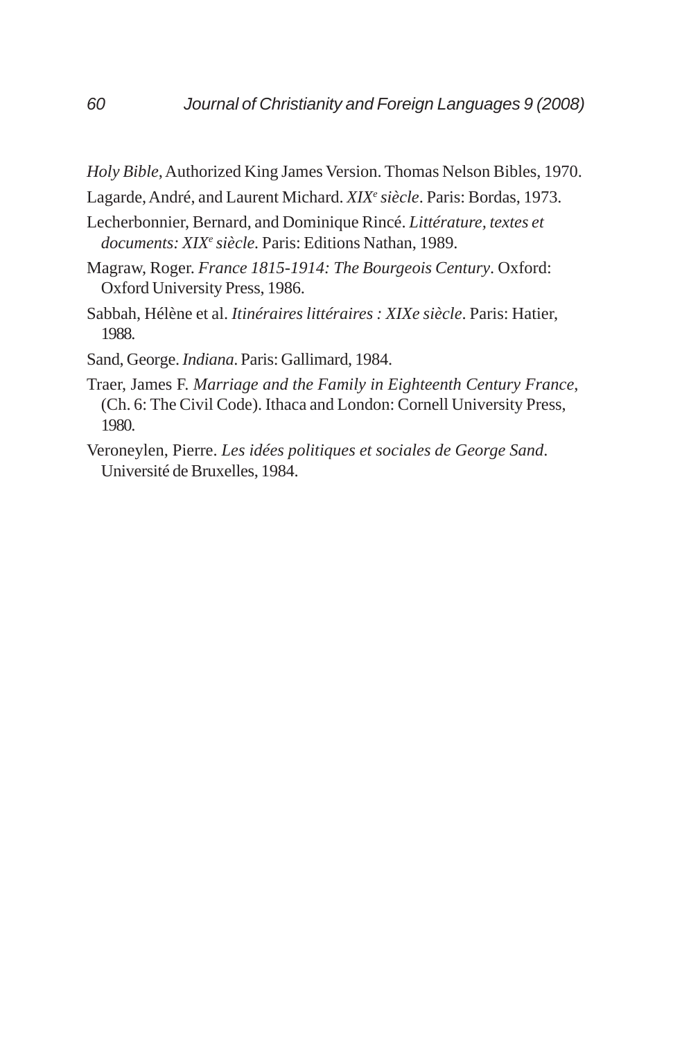*Holy Bible*, Authorized King James Version. Thomas Nelson Bibles, 1970.

Lagarde, André, and Laurent Michard. *XIX*[e] *siècle*. Paris: Bordas, 1973.

Lecherbonnier, Bernard, and Dominique Rincé. *Littérature, textes et documents: XIX*[e] *siècle*. Paris: Editions Nathan, 1989.

Magraw, Roger. *France 1815-1914: The Bourgeois Century*. Oxford: Oxford University Press, 1986.

Sabbah, Hélène et al. *Itinéraires littéraires : XIXe siècle*. Paris: Hatier, 1988.

Sand, George. *Indiana*. Paris: Gallimard, 1984.

Traer, James F. *Marriage and the Family in Eighteenth Century France*, (Ch. 6: The Civil Code). Ithaca and London: Cornell University Press, 1980.

Veroneylen, Pierre. *Les idées politiques et sociales de George Sand*. Université de Bruxelles, 1984.